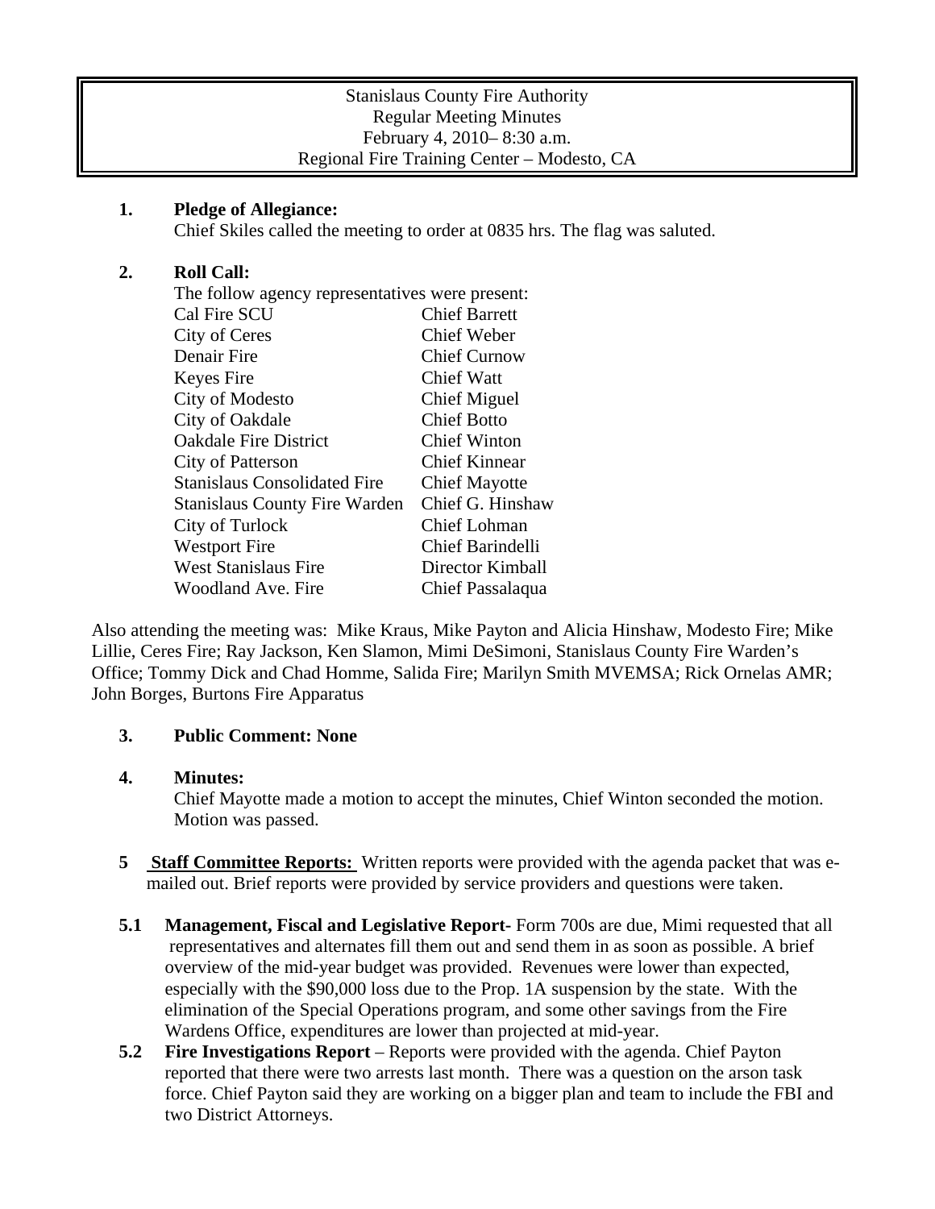Stanislaus County Fire Authority
Regular Meeting Minutes
February 4, 2010– 8:30 a.m.
Regional Fire Training Center – Modesto, CA

**1. Pledge of Allegiance:**
Chief Skiles called the meeting to order at 0835 hrs. The flag was saluted.

**2. Roll Call:**
The follow agency representatives were present:

| | |
|---|---|
| Cal Fire SCU | Chief Barrett |
| City of Ceres | Chief Weber |
| Denair Fire | Chief Curnow |
| Keyes Fire | Chief Watt |
| City of Modesto | Chief Miguel |
| City of Oakdale | Chief Botto |
| Oakdale Fire District | Chief Winton |
| City of Patterson | Chief Kinnear |
| Stanislaus Consolidated Fire | Chief Mayotte |
| Stanislaus County Fire Warden | Chief G. Hinshaw |
| City of Turlock | Chief Lohman |
| Westport Fire | Chief Barindelli |
| West Stanislaus Fire | Director Kimball |
| Woodland Ave. Fire | Chief Passalaqua |

Also attending the meeting was: Mike Kraus, Mike Payton and Alicia Hinshaw, Modesto Fire; Mike Lillie, Ceres Fire; Ray Jackson, Ken Slamon, Mimi DeSimoni, Stanislaus County Fire Warden's Office; Tommy Dick and Chad Homme, Salida Fire; Marilyn Smith MVEMSA; Rick Ornelas AMR; John Borges, Burtons Fire Apparatus

**3. Public Comment: None**

**4. Minutes:**
Chief Mayotte made a motion to accept the minutes, Chief Winton seconded the motion. Motion was passed.

**5** **Staff Committee Reports:** Written reports were provided with the agenda packet that was e-mailed out. Brief reports were provided by service providers and questions were taken.

**5.1 Management, Fiscal and Legislative Report-** Form 700s are due, Mimi requested that all representatives and alternates fill them out and send them in as soon as possible. A brief overview of the mid-year budget was provided. Revenues were lower than expected, especially with the $90,000 loss due to the Prop. 1A suspension by the state. With the elimination of the Special Operations program, and some other savings from the Fire Wardens Office, expenditures are lower than projected at mid-year.

**5.2 Fire Investigations Report** – Reports were provided with the agenda. Chief Payton reported that there were two arrests last month. There was a question on the arson task force. Chief Payton said they are working on a bigger plan and team to include the FBI and two District Attorneys.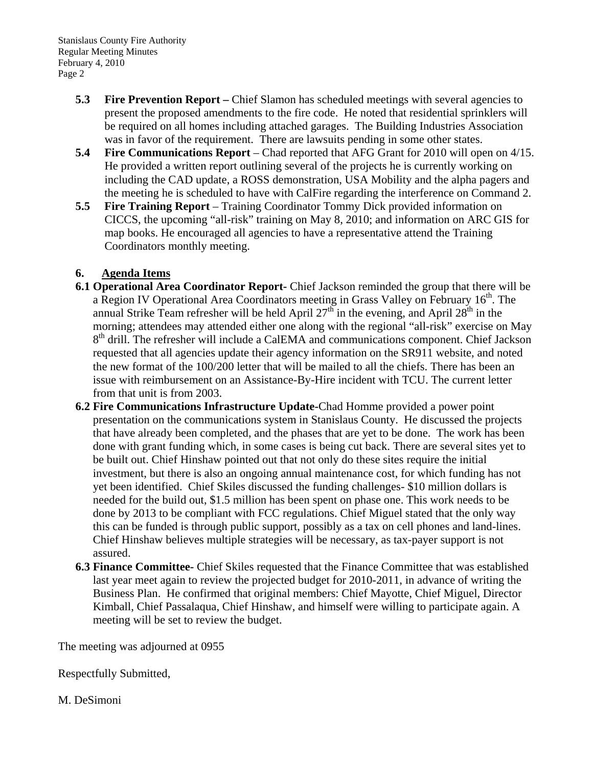- **5.3 Fire Prevention Report –** Chief Slamon has scheduled meetings with several agencies to present the proposed amendments to the fire code. He noted that residential sprinklers will be required on all homes including attached garages. The Building Industries Association was in favor of the requirement. There are lawsuits pending in some other states.
- **5.4 Fire Communications Report** – Chad reported that AFG Grant for 2010 will open on 4/15. He provided a written report outlining several of the projects he is currently working on including the CAD update, a ROSS demonstration, USA Mobility and the alpha pagers and the meeting he is scheduled to have with CalFire regarding the interference on Command 2.
- **5.5 Fire Training Report** – Training Coordinator Tommy Dick provided information on CICCS, the upcoming "all-risk" training on May 8, 2010; and information on ARC GIS for map books. He encouraged all agencies to have a representative attend the Training Coordinators monthly meeting.

## 6. Agenda Items

**6.1 Operational Area Coordinator Report-** Chief Jackson reminded the group that there will be a Region IV Operational Area Coordinators meeting in Grass Valley on February 16th. The annual Strike Team refresher will be held April 27th in the evening, and April 28th in the morning; attendees may attended either one along with the regional "all-risk" exercise on May 8th drill. The refresher will include a CalEMA and communications component. Chief Jackson requested that all agencies update their agency information on the SR911 website, and noted the new format of the 100/200 letter that will be mailed to all the chiefs. There has been an issue with reimbursement on an Assistance-By-Hire incident with TCU. The current letter from that unit is from 2003.

**6.2 Fire Communications Infrastructure Update-**Chad Homme provided a power point presentation on the communications system in Stanislaus County. He discussed the projects that have already been completed, and the phases that are yet to be done. The work has been done with grant funding which, in some cases is being cut back. There are several sites yet to be built out. Chief Hinshaw pointed out that not only do these sites require the initial investment, but there is also an ongoing annual maintenance cost, for which funding has not yet been identified. Chief Skiles discussed the funding challenges- $10 million dollars is needed for the build out, $1.5 million has been spent on phase one. This work needs to be done by 2013 to be compliant with FCC regulations. Chief Miguel stated that the only way this can be funded is through public support, possibly as a tax on cell phones and land-lines. Chief Hinshaw believes multiple strategies will be necessary, as tax-payer support is not assured.

**6.3 Finance Committee-** Chief Skiles requested that the Finance Committee that was established last year meet again to review the projected budget for 2010-2011, in advance of writing the Business Plan. He confirmed that original members: Chief Mayotte, Chief Miguel, Director Kimball, Chief Passalaqua, Chief Hinshaw, and himself were willing to participate again. A meeting will be set to review the budget.

The meeting was adjourned at 0955

Respectfully Submitted,

M. DeSimoni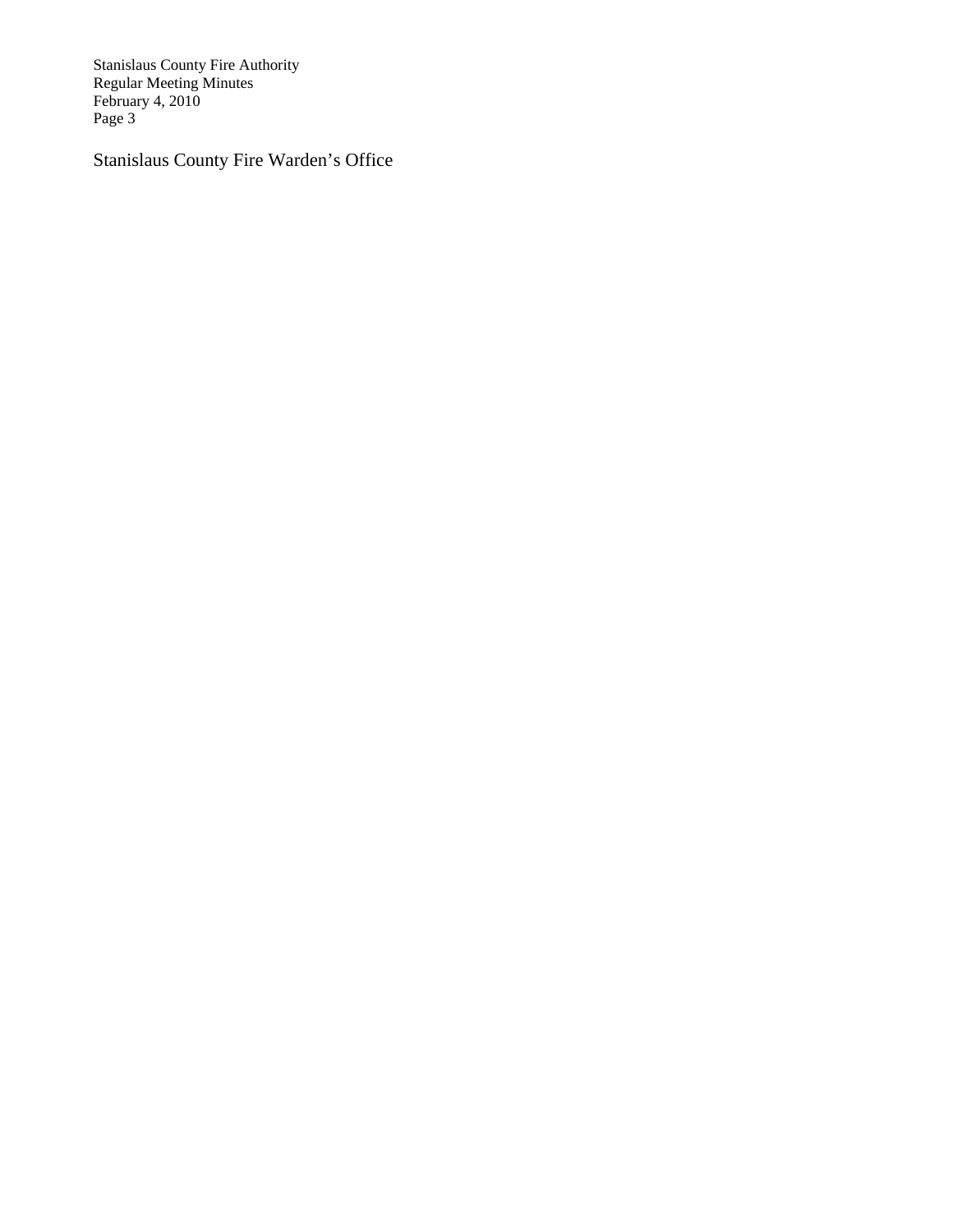Stanislaus County Fire Warden's Office